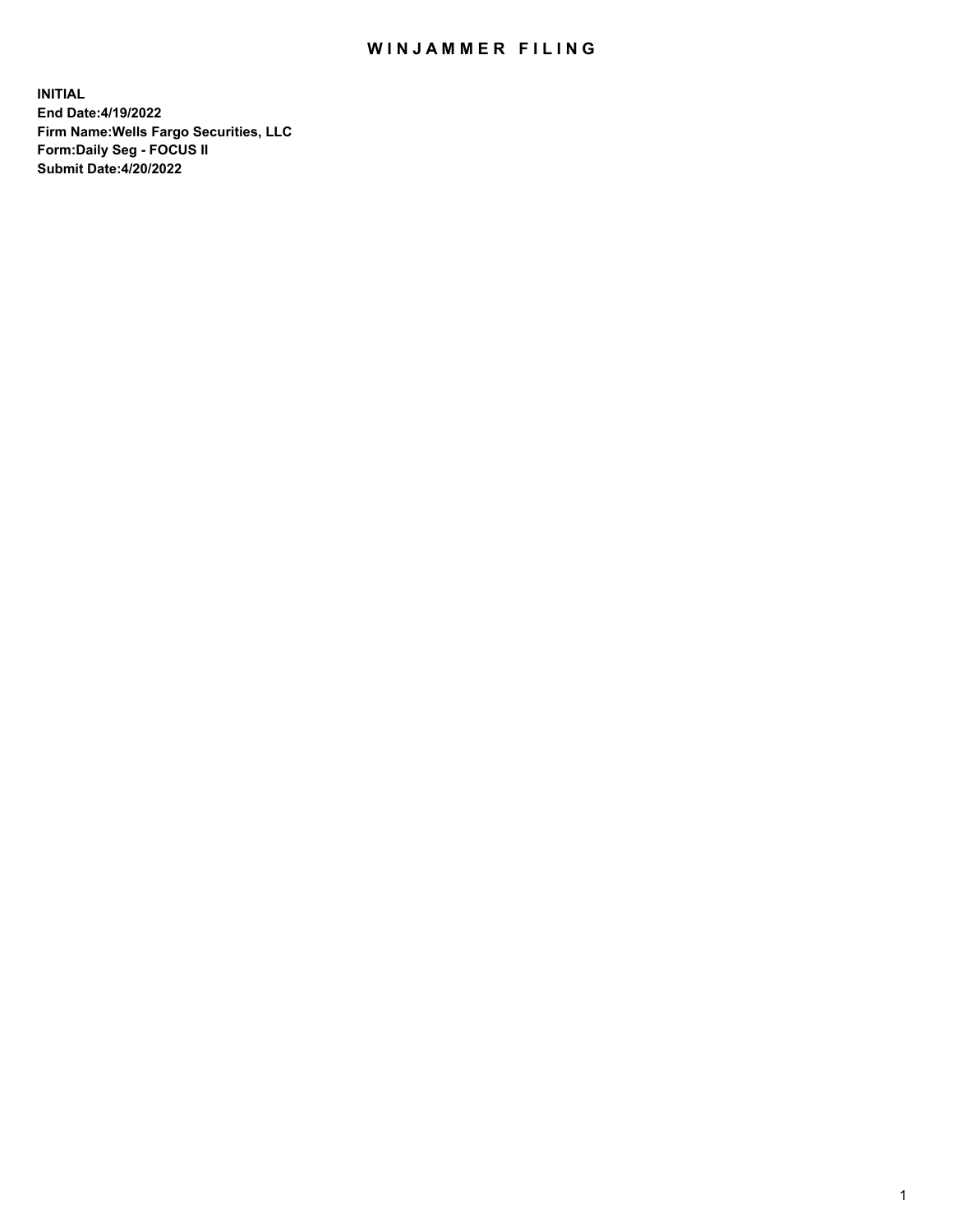# WINJAMMER FILING

**INITIAL**
**End Date:4/19/2022**
**Firm Name:Wells Fargo Securities, LLC**
**Form:Daily Seg - FOCUS II**
**Submit Date:4/20/2022**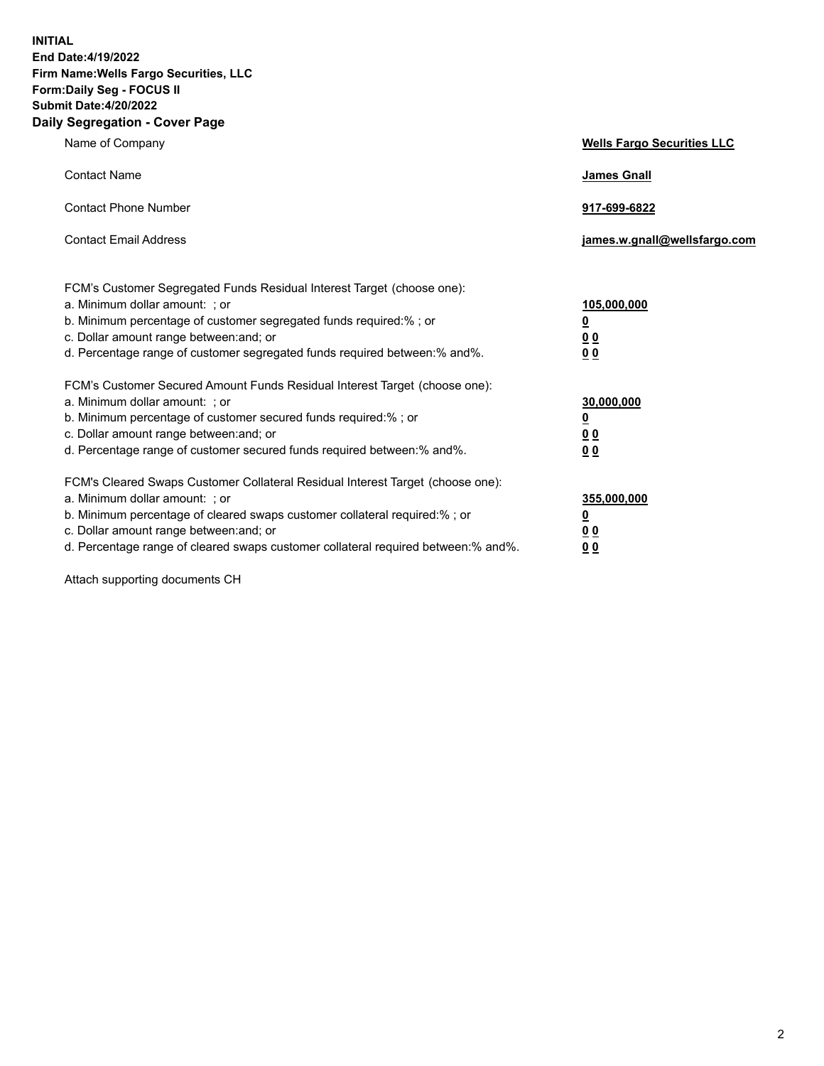**INITIAL**
**End Date:4/19/2022**
**Firm Name:Wells Fargo Securities, LLC**
**Form:Daily Seg - FOCUS II**
**Submit Date:4/20/2022**

## Daily Segregation - Cover Page

| | |
|---|---|
| Name of Company | **Wells Fargo Securities LLC** |
| Contact Name | **James Gnall** |
| Contact Phone Number | **917-699-6822** |
| Contact Email Address | **james.w.gnall@wellsfargo.com** |

| | |
|---|---|
| FCM's Customer Segregated Funds Residual Interest Target (choose one): | |
| a. Minimum dollar amount: ; or | **105,000,000** |
| b. Minimum percentage of customer segregated funds required:% ; or | **0** |
| c. Dollar amount range between:and; or | **0 0** |
| d. Percentage range of customer segregated funds required between:% and%. | **0 0** |
| FCM's Customer Secured Amount Funds Residual Interest Target (choose one): | |
| a. Minimum dollar amount: ; or | **30,000,000** |
| b. Minimum percentage of customer secured funds required:% ; or | **0** |
| c. Dollar amount range between:and; or | **0 0** |
| d. Percentage range of customer secured funds required between:% and%. | **0 0** |
| FCM's Cleared Swaps Customer Collateral Residual Interest Target (choose one): | |
| a. Minimum dollar amount: ; or | **355,000,000** |
| b. Minimum percentage of cleared swaps customer collateral required:% ; or | **0** |
| c. Dollar amount range between:and; or | **0 0** |
| d. Percentage range of cleared swaps customer collateral required between:% and%. | **0 0** |

Attach supporting documents CH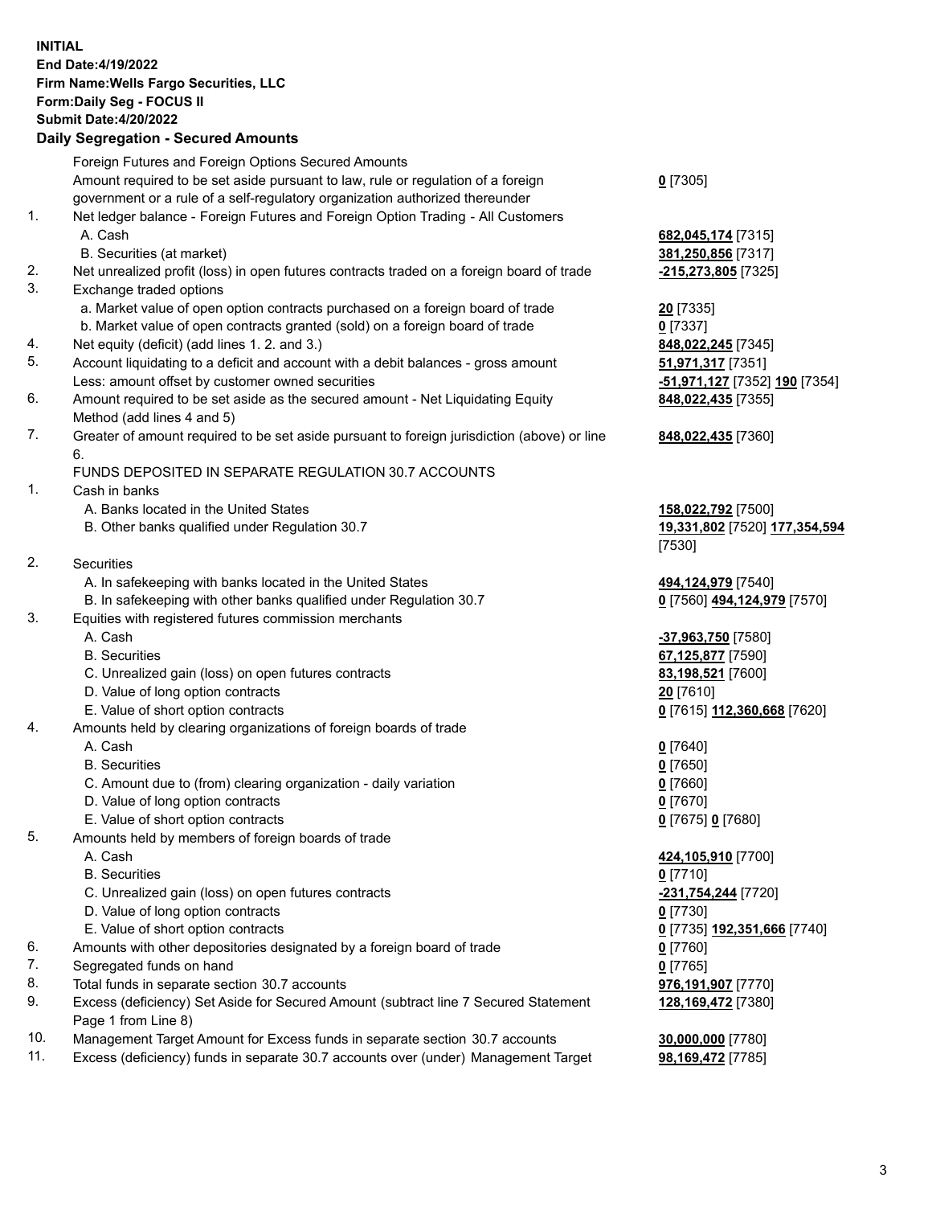**INITIAL**
**End Date:4/19/2022**
**Firm Name:Wells Fargo Securities, LLC**
**Form:Daily Seg - FOCUS II**
**Submit Date:4/20/2022**

**Daily Segregation - Secured Amounts**

| | | |
|---|---|---|
| | Foreign Futures and Foreign Options Secured Amounts | |
| | Amount required to be set aside pursuant to law, rule or regulation of a foreign government or a rule of a self-regulatory organization authorized thereunder | **0** [7305] |
| 1. | Net ledger balance - Foreign Futures and Foreign Option Trading - All Customers | |
| | A. Cash | **682,045,174** [7315] |
| | B. Securities (at market) | **381,250,856** [7317] |
| 2. | Net unrealized profit (loss) in open futures contracts traded on a foreign board of trade | **-215,273,805** [7325] |
| 3. | Exchange traded options | |
| | a. Market value of open option contracts purchased on a foreign board of trade | **20** [7335] |
| | b. Market value of open contracts granted (sold) on a foreign board of trade | **0** [7337] |
| 4. | Net equity (deficit) (add lines 1. 2. and 3.) | **848,022,245** [7345] |
| 5. | Account liquidating to a deficit and account with a debit balances - gross amount | **51,971,317** [7351] |
| | Less: amount offset by customer owned securities | **-51,971,127** [7352] **190** [7354] |
| 6. | Amount required to be set aside as the secured amount - Net Liquidating Equity Method (add lines 4 and 5) | **848,022,435** [7355] |
| 7. | Greater of amount required to be set aside pursuant to foreign jurisdiction (above) or line 6. | **848,022,435** [7360] |
| | FUNDS DEPOSITED IN SEPARATE REGULATION 30.7 ACCOUNTS | |
| 1. | Cash in banks | |
| | A. Banks located in the United States | **158,022,792** [7500] |
| | B. Other banks qualified under Regulation 30.7 | **19,331,802** [7520] **177,354,594** [7530] |
| 2. | Securities | |
| | A. In safekeeping with banks located in the United States | **494,124,979** [7540] |
| | B. In safekeeping with other banks qualified under Regulation 30.7 | **0** [7560] **494,124,979** [7570] |
| 3. | Equities with registered futures commission merchants | |
| | A. Cash | **-37,963,750** [7580] |
| | B. Securities | **67,125,877** [7590] |
| | C. Unrealized gain (loss) on open futures contracts | **83,198,521** [7600] |
| | D. Value of long option contracts | **20** [7610] |
| | E. Value of short option contracts | **0** [7615] **112,360,668** [7620] |
| 4. | Amounts held by clearing organizations of foreign boards of trade | |
| | A. Cash | **0** [7640] |
| | B. Securities | **0** [7650] |
| | C. Amount due to (from) clearing organization - daily variation | **0** [7660] |
| | D. Value of long option contracts | **0** [7670] |
| | E. Value of short option contracts | **0** [7675] **0** [7680] |
| 5. | Amounts held by members of foreign boards of trade | |
| | A. Cash | **424,105,910** [7700] |
| | B. Securities | **0** [7710] |
| | C. Unrealized gain (loss) on open futures contracts | **-231,754,244** [7720] |
| | D. Value of long option contracts | **0** [7730] |
| | E. Value of short option contracts | **0** [7735] **192,351,666** [7740] |
| 6. | Amounts with other depositories designated by a foreign board of trade | **0** [7760] |
| 7. | Segregated funds on hand | **0** [7765] |
| 8. | Total funds in separate section 30.7 accounts | **976,191,907** [7770] |
| 9. | Excess (deficiency) Set Aside for Secured Amount (subtract line 7 Secured Statement Page 1 from Line 8) | **128,169,472** [7380] |
| 10. | Management Target Amount for Excess funds in separate section 30.7 accounts | **30,000,000** [7780] |
| 11. | Excess (deficiency) funds in separate 30.7 accounts over (under) Management Target | **98,169,472** [7785] |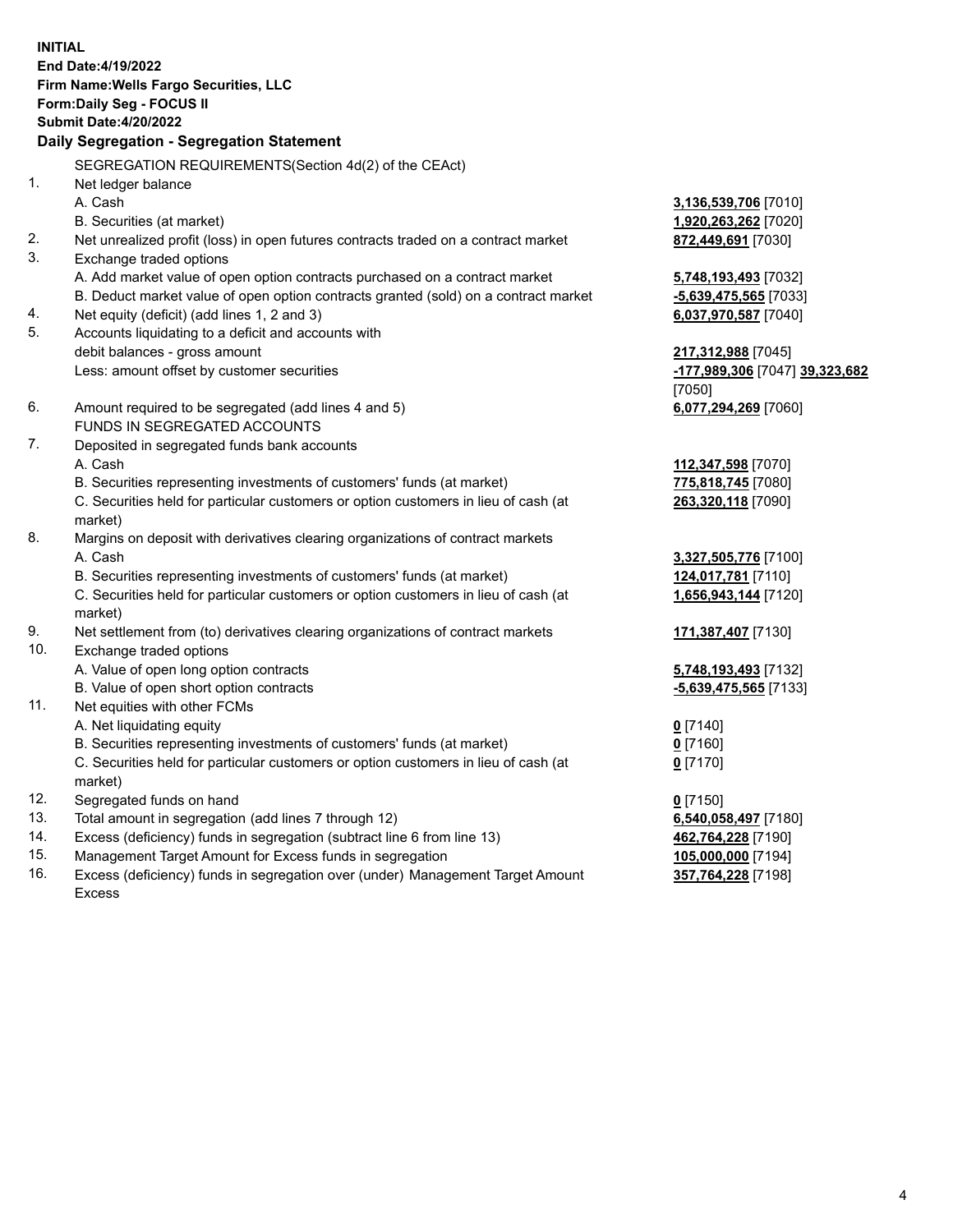**INITIAL**
**End Date:4/19/2022**
**Firm Name:Wells Fargo Securities, LLC**
**Form:Daily Seg - FOCUS II**
**Submit Date:4/20/2022**

## Daily Segregation - Segregation Statement

SEGREGATION REQUIREMENTS(Section 4d(2) of the CEAct)

| | | |
|---|---|---|
| 1. | Net ledger balance | |
| | A. Cash | 3,136,539,706 [7010] |
| | B. Securities (at market) | 1,920,263,262 [7020] |
| 2. | Net unrealized profit (loss) in open futures contracts traded on a contract market | 872,449,691 [7030] |
| 3. | Exchange traded options | |
| | A. Add market value of open option contracts purchased on a contract market | 5,748,193,493 [7032] |
| | B. Deduct market value of open option contracts granted (sold) on a contract market | -5,639,475,565 [7033] |
| 4. | Net equity (deficit) (add lines 1, 2 and 3) | 6,037,970,587 [7040] |
| 5. | Accounts liquidating to a deficit and accounts with debit balances - gross amount | 217,312,988 [7045] |
| | Less: amount offset by customer securities | -177,989,306 [7047] 39,323,682 [7050] |
| 6. | Amount required to be segregated (add lines 4 and 5) | 6,077,294,269 [7060] |
| | FUNDS IN SEGREGATED ACCOUNTS | |
| 7. | Deposited in segregated funds bank accounts | |
| | A. Cash | 112,347,598 [7070] |
| | B. Securities representing investments of customers' funds (at market) | 775,818,745 [7080] |
| | C. Securities held for particular customers or option customers in lieu of cash (at market) | 263,320,118 [7090] |
| 8. | Margins on deposit with derivatives clearing organizations of contract markets | |
| | A. Cash | 3,327,505,776 [7100] |
| | B. Securities representing investments of customers' funds (at market) | 124,017,781 [7110] |
| | C. Securities held for particular customers or option customers in lieu of cash (at market) | 1,656,943,144 [7120] |
| 9. | Net settlement from (to) derivatives clearing organizations of contract markets | 171,387,407 [7130] |
| 10. | Exchange traded options | |
| | A. Value of open long option contracts | 5,748,193,493 [7132] |
| | B. Value of open short option contracts | -5,639,475,565 [7133] |
| 11. | Net equities with other FCMs | |
| | A. Net liquidating equity | 0 [7140] |
| | B. Securities representing investments of customers' funds (at market) | 0 [7160] |
| | C. Securities held for particular customers or option customers in lieu of cash (at market) | 0 [7170] |
| 12. | Segregated funds on hand | 0 [7150] |
| 13. | Total amount in segregation (add lines 7 through 12) | 6,540,058,497 [7180] |
| 14. | Excess (deficiency) funds in segregation (subtract line 6 from line 13) | 462,764,228 [7190] |
| 15. | Management Target Amount for Excess funds in segregation | 105,000,000 [7194] |
| 16. | Excess (deficiency) funds in segregation over (under) Management Target Amount Excess | 357,764,228 [7198] |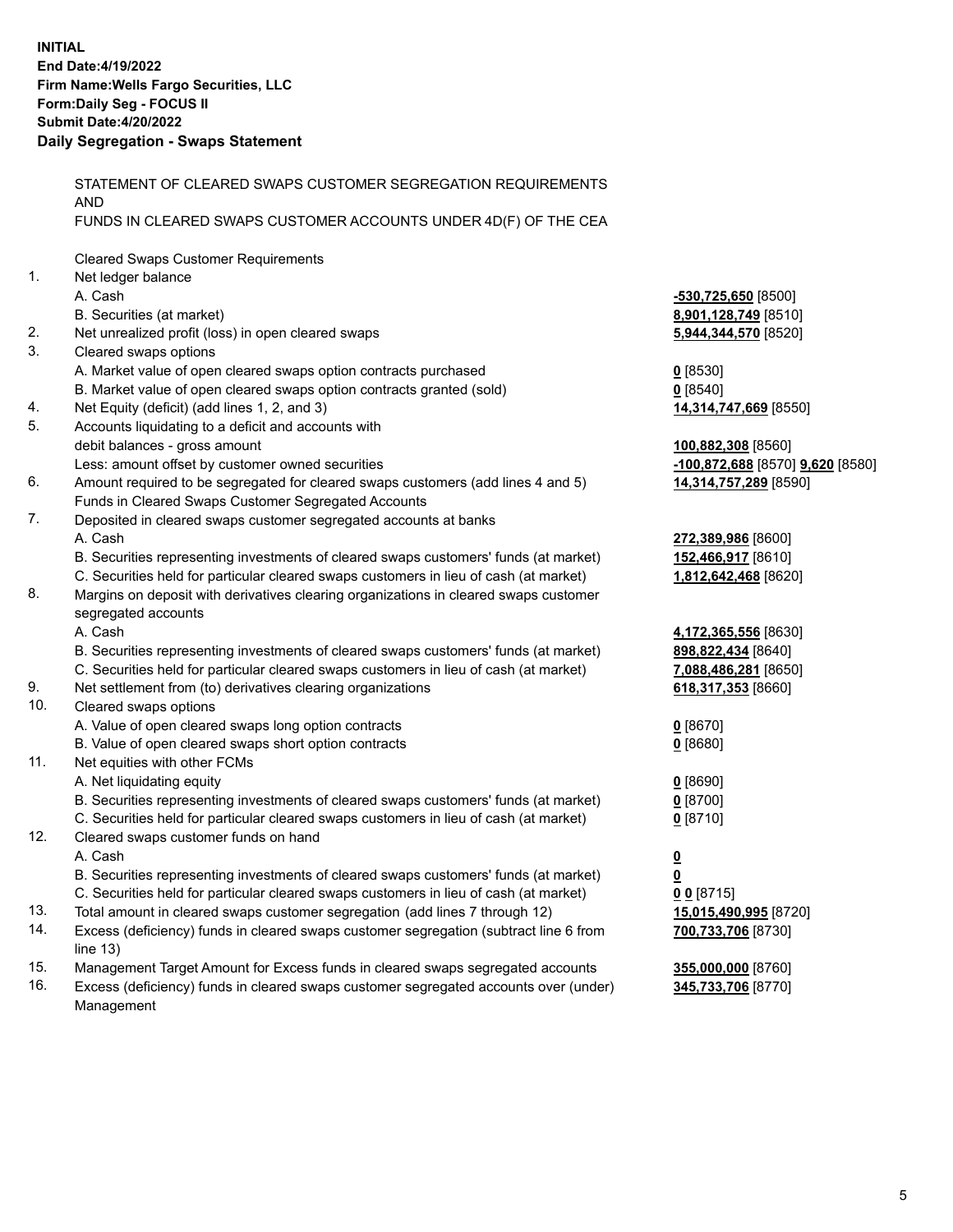**INITIAL**
**End Date:4/19/2022**
**Firm Name:Wells Fargo Securities, LLC**
**Form:Daily Seg - FOCUS II**
**Submit Date:4/20/2022**
**Daily Segregation - Swaps Statement**

STATEMENT OF CLEARED SWAPS CUSTOMER SEGREGATION REQUIREMENTS AND FUNDS IN CLEARED SWAPS CUSTOMER ACCOUNTS UNDER 4D(F) OF THE CEA

| | | |
|---|---|---|
| | Cleared Swaps Customer Requirements | |
| 1. | Net ledger balance | |
| | A. Cash | **-530,725,650** [8500] |
| | B. Securities (at market) | **8,901,128,749** [8510] |
| 2. | Net unrealized profit (loss) in open cleared swaps | **5,944,344,570** [8520] |
| 3. | Cleared swaps options | |
| | A. Market value of open cleared swaps option contracts purchased | **0** [8530] |
| | B. Market value of open cleared swaps option contracts granted (sold) | **0** [8540] |
| 4. | Net Equity (deficit) (add lines 1, 2, and 3) | **14,314,747,669** [8550] |
| 5. | Accounts liquidating to a deficit and accounts with debit balances - gross amount | **100,882,308** [8560] |
| | Less: amount offset by customer owned securities | **-100,872,688** [8570] **9,620** [8580] |
| 6. | Amount required to be segregated for cleared swaps customers (add lines 4 and 5) | **14,314,757,289** [8590] |
| | Funds in Cleared Swaps Customer Segregated Accounts | |
| 7. | Deposited in cleared swaps customer segregated accounts at banks | |
| | A. Cash | **272,389,986** [8600] |
| | B. Securities representing investments of cleared swaps customers' funds (at market) | **152,466,917** [8610] |
| | C. Securities held for particular cleared swaps customers in lieu of cash (at market) | **1,812,642,468** [8620] |
| 8. | Margins on deposit with derivatives clearing organizations in cleared swaps customer segregated accounts | |
| | A. Cash | **4,172,365,556** [8630] |
| | B. Securities representing investments of cleared swaps customers' funds (at market) | **898,822,434** [8640] |
| | C. Securities held for particular cleared swaps customers in lieu of cash (at market) | **7,088,486,281** [8650] |
| 9. | Net settlement from (to) derivatives clearing organizations | **618,317,353** [8660] |
| 10. | Cleared swaps options | |
| | A. Value of open cleared swaps long option contracts | **0** [8670] |
| | B. Value of open cleared swaps short option contracts | **0** [8680] |
| 11. | Net equities with other FCMs | |
| | A. Net liquidating equity | **0** [8690] |
| | B. Securities representing investments of cleared swaps customers' funds (at market) | **0** [8700] |
| | C. Securities held for particular cleared swaps customers in lieu of cash (at market) | **0** [8710] |
| 12. | Cleared swaps customer funds on hand | |
| | A. Cash | **0** |
| | B. Securities representing investments of cleared swaps customers' funds (at market) | **0** |
| | C. Securities held for particular cleared swaps customers in lieu of cash (at market) | **0** **0** [8715] |
| 13. | Total amount in cleared swaps customer segregation (add lines 7 through 12) | **15,015,490,995** [8720] |
| 14. | Excess (deficiency) funds in cleared swaps customer segregation (subtract line 6 from line 13) | **700,733,706** [8730] |
| 15. | Management Target Amount for Excess funds in cleared swaps segregated accounts | **355,000,000** [8760] |
| 16. | Excess (deficiency) funds in cleared swaps customer segregated accounts over (under) Management | **345,733,706** [8770] |